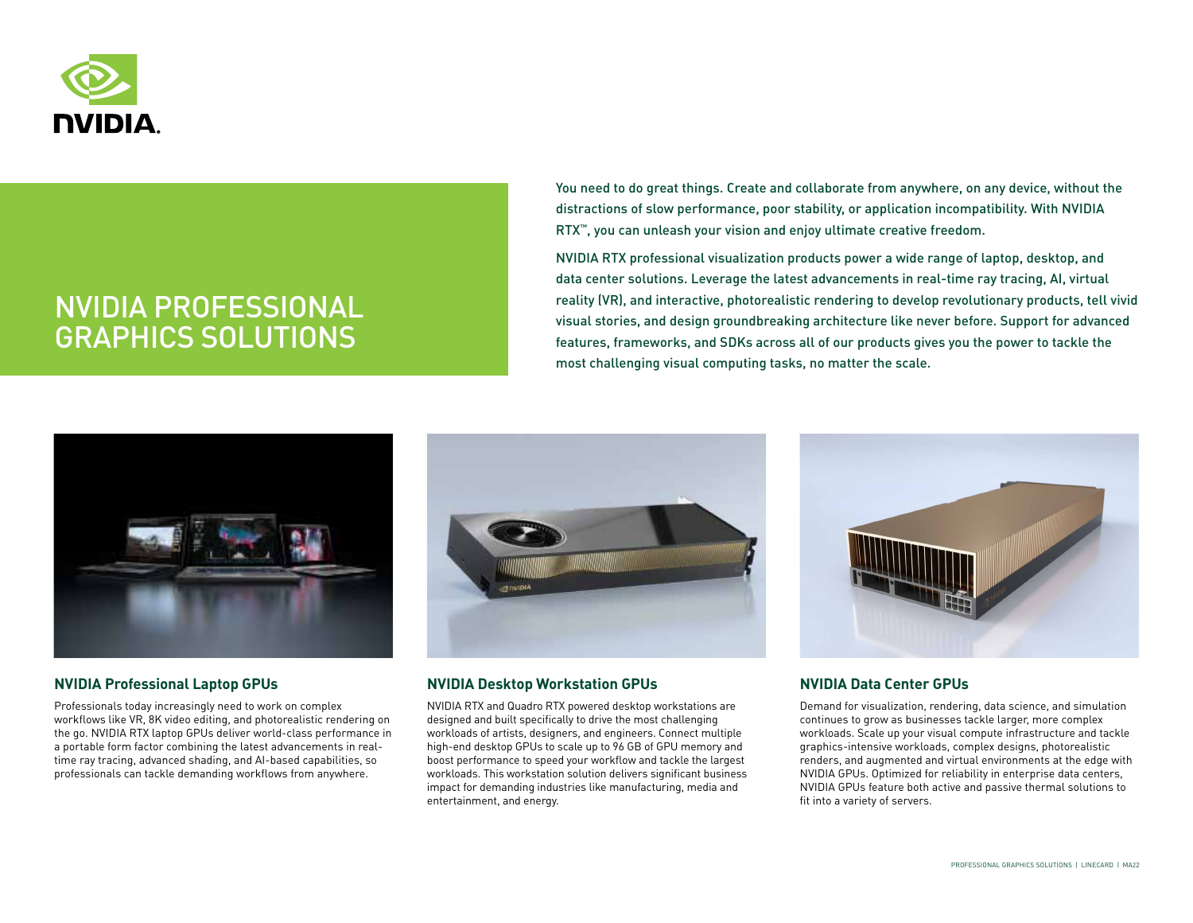# NVIDIA PROFESSIONAL GRAPHICS SOLUTIONS

You need to do great things. Create and collaborate from anywhere, on any device, without the distractions of slow performance, poor stability, or application incompatibility. With NVIDIA RTX™, you can unleash your vision and enjoy ultimate creative freedom.

NVIDIA RTX professional visualization products power a wide range of laptop, desktop, and data center solutions. Leverage the latest advancements in real-time ray tracing, AI, virtual reality (VR), and interactive, photorealistic rendering to develop revolutionary products, tell vivid visual stories, and design groundbreaking architecture like never before. Support for advanced features, frameworks, and SDKs across all of our products gives you the power to tackle the most challenging visual computing tasks, no matter the scale.

### NVIDIA Professional Laptop GPUs

Professionals today increasingly need to work on complex workflows like VR, 8K video editing, and photorealistic rendering on the go. NVIDIA RTX laptop GPUs deliver world-class performance in a portable form factor combining the latest advancements in real-time ray tracing, advanced shading, and AI-based capabilities, so professionals can tackle demanding workflows from anywhere.

### NVIDIA Desktop Workstation GPUs

NVIDIA RTX and Quadro RTX powered desktop workstations are designed and built specifically to drive the most challenging workloads of artists, designers, and engineers. Connect multiple high-end desktop GPUs to scale up to 96 GB of GPU memory and boost performance to speed your workflow and tackle the largest workloads. This workstation solution delivers significant business impact for demanding industries like manufacturing, media and entertainment, and energy.

### NVIDIA Data Center GPUs

Demand for visualization, rendering, data science, and simulation continues to grow as businesses tackle larger, more complex workloads. Scale up your visual compute infrastructure and tackle graphics-intensive workloads, complex designs, photorealistic renders, and augmented and virtual environments at the edge with NVIDIA GPUs. Optimized for reliability in enterprise data centers, NVIDIA GPUs feature both active and passive thermal solutions to fit into a variety of servers.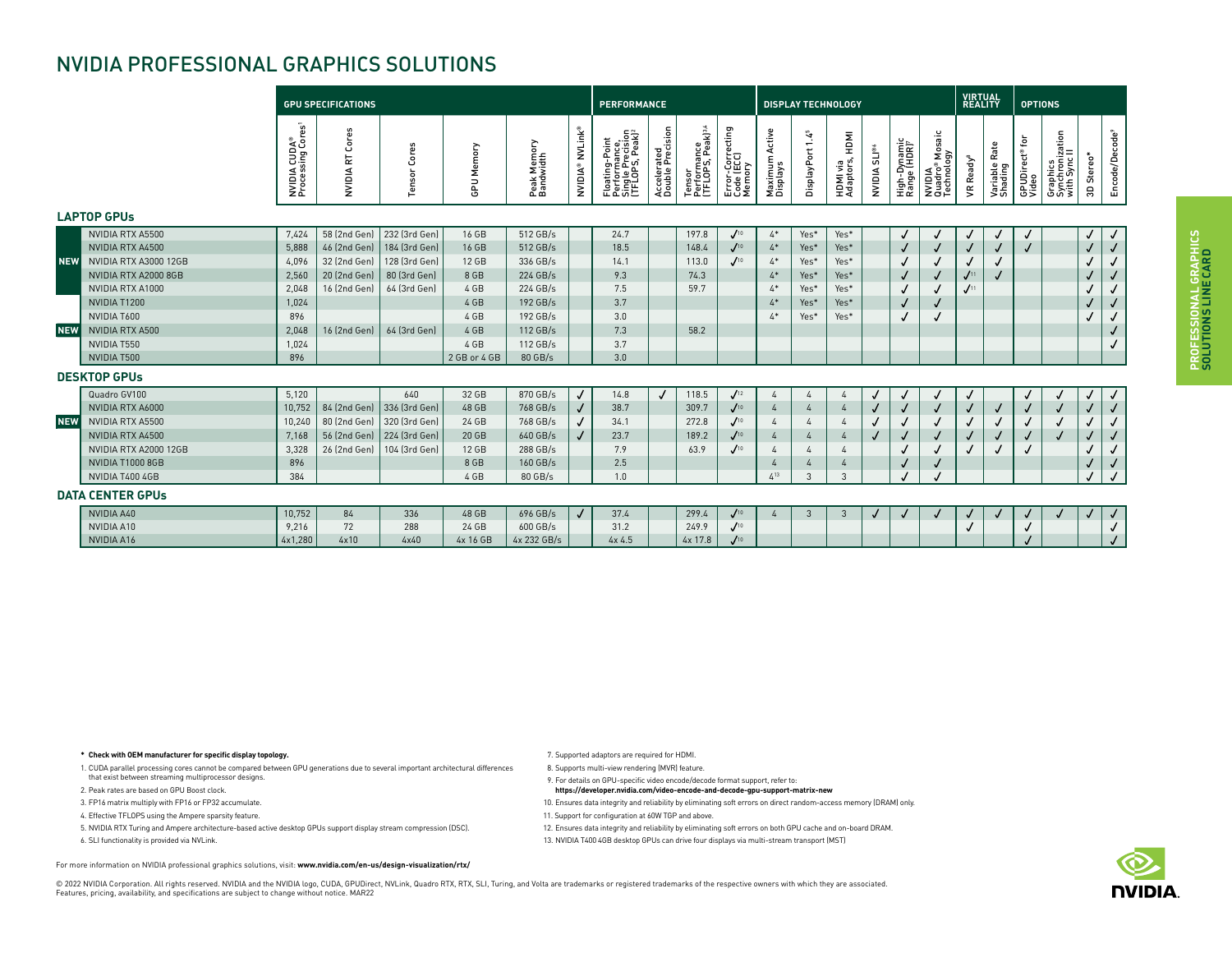# NVIDIA PROFESSIONAL GRAPHICS SOLUTIONS

| | GPU SPECIFICATIONS | | | | | | PERFORMANCE | | | | DISPLAY TECHNOLOGY | | | | | | VIRTUAL REALITY | | OPTIONS | | | |
|---|---|---|---|---|---|---|---|---|---|---|---|---|---|---|---|---|---|---|---|---|---|---|
| | NVIDIA CUDA® Processing Cores[1] | NVIDIA RT Cores | Tensor Cores | GPU Memory | Peak Memory Bandwidth | NVIDIA® NVLink® | Floating-Point Performance, Single Precision (TFLOPS, Peak)[2] | Accelerated Double Precision | Tensor Performance (TFLOPS, Peak)[3,4] | Error-Correcting Code (ECC) Memory | Maximum Active Displays | DisplayPort 1.4[5] | HDMI via Adaptors, HDMI | NVIDIA SLI®[6] | High-Dynamic Range (HDR)[7] | NVIDIA Quadro® Mosaic Technology | VR Ready[8] | Variable Rate Shading | GPUDirect® for Video | Graphics Synchronization with Sync II | 3D Stereo* | Encode/Decode[9] |
| **LAPTOP GPUs** | | | | | | | | | | | | | | | | | | | | | | |
| NVIDIA RTX A5500 | 7,424 | 58 (2nd Gen) | 232 (3rd Gen) | 16 GB | 512 GB/s | | 24.7 | | 197.8 | ✓[10] | 4* | Yes* | Yes* | | ✓ | ✓ | ✓ | ✓ | ✓ | | ✓ | ✓ |
| NVIDIA RTX A4500 | 5,888 | 46 (2nd Gen) | 184 (3rd Gen) | 16 GB | 512 GB/s | | 18.5 | | 148.4 | ✓[10] | 4* | Yes* | Yes* | | ✓ | ✓ | ✓ | ✓ | ✓ | | ✓ | ✓ |
| NEW NVIDIA RTX A3000 12GB | 4,096 | 32 (2nd Gen) | 128 (3rd Gen) | 12 GB | 336 GB/s | | 14.1 | | 113.0 | ✓[10] | 4* | Yes* | Yes* | | ✓ | ✓ | ✓ | ✓ | | | ✓ | ✓ |
| NVIDIA RTX A2000 8GB | 2,560 | 20 (2nd Gen) | 80 (3rd Gen) | 8 GB | 224 GB/s | | 9.3 | | 74.3 | | 4* | Yes* | Yes* | | ✓ | ✓ | ✓[11] | ✓ | | | ✓ | ✓ |
| NVIDIA RTX A1000 | 2,048 | 16 (2nd Gen) | 64 (3rd Gen) | 4 GB | 224 GB/s | | 7.5 | | 59.7 | | 4* | Yes* | Yes* | | ✓ | ✓ | ✓[11] | | | | ✓ | ✓ |
| NVIDIA T1200 | 1,024 | | | 4 GB | 192 GB/s | | 3.7 | | | | 4* | Yes* | Yes* | | ✓ | ✓ | | | | | ✓ | ✓ |
| NVIDIA T600 | 896 | | | 4 GB | 192 GB/s | | 3.0 | | | | 4* | Yes* | Yes* | | ✓ | ✓ | | | | | ✓ | ✓ |
| NEW NVIDIA RTX A500 | 2,048 | 16 (2nd Gen) | 64 (3rd Gen) | 4 GB | 112 GB/s | | 7.3 | | 58.2 | | | | | | | | | | | | | ✓ |
| NVIDIA T550 | 1,024 | | | 4 GB | 112 GB/s | | 3.7 | | | | | | | | | | | | | | | ✓ |
| NVIDIA T500 | 896 | | | 2 GB or 4 GB | 80 GB/s | | 3.0 | | | | | | | | | | | | | | | |
| **DESKTOP GPUs** | | | | | | | | | | | | | | | | | | | | | | |
| Quadro GV100 | 5,120 | | 640 | 32 GB | 870 GB/s | ✓ | 14.8 | ✓ | 118.5 | ✓[12] | 4 | 4 | 4 | ✓ | ✓ | ✓ | ✓ | | ✓ | ✓ | ✓ | ✓ |
| NVIDIA RTX A6000 | 10,752 | 84 (2nd Gen) | 336 (3rd Gen) | 48 GB | 768 GB/s | ✓ | 38.7 | | 309.7 | ✓[10] | 4 | 4 | 4 | ✓ | ✓ | ✓ | ✓ | ✓ | ✓ | ✓ | ✓ | ✓ |
| NEW NVIDIA RTX A5500 | 10,240 | 80 (2nd Gen) | 320 (3rd Gen) | 24 GB | 768 GB/s | ✓ | 34.1 | | 272.8 | ✓[10] | 4 | 4 | 4 | ✓ | ✓ | ✓ | ✓ | ✓ | ✓ | ✓ | ✓ | ✓ |
| NVIDIA RTX A4500 | 7,168 | 56 (2nd Gen) | 224 (3rd Gen) | 20 GB | 640 GB/s | ✓ | 23.7 | | 189.2 | ✓[10] | 4 | 4 | 4 | ✓ | ✓ | ✓ | ✓ | ✓ | ✓ | ✓ | ✓ | ✓ |
| NVIDIA RTX A2000 12GB | 3,328 | 26 (2nd Gen) | 104 (3rd Gen) | 12 GB | 288 GB/s | | 7.9 | | 63.9 | ✓[10] | 4 | 4 | 4 | | ✓ | ✓ | ✓ | ✓ | ✓ | | ✓ | ✓ |
| NVIDIA T1000 8GB | 896 | | | 8 GB | 160 GB/s | | 2.5 | | | | 4 | 4 | 4 | | ✓ | ✓ | | | | | ✓ | ✓ |
| NVIDIA T400 4GB | 384 | | | 4 GB | 80 GB/s | | 1.0 | | | | 4[13] | 3 | 3 | | ✓ | ✓ | | | | | ✓ | ✓ |
| **DATA CENTER GPUs** | | | | | | | | | | | | | | | | | | | | | | |
| NVIDIA A40 | 10,752 | 84 | 336 | 48 GB | 696 GB/s | ✓ | 37.4 | | 299.4 | ✓[10] | 4 | 3 | 3 | ✓ | ✓ | ✓ | ✓ | ✓ | ✓ | ✓ | ✓ | ✓ |
| NVIDIA A10 | 9,216 | 72 | 288 | 24 GB | 600 GB/s | | 31.2 | | 249.9 | ✓[10] | | | | | | | ✓ | | ✓ | | | ✓ |
| NVIDIA A16 | 4x1,280 | 4x10 | 4x40 | 4x 16 GB | 4x 232 GB/s | | 4x 4.5 | | 4x 17.8 | ✓[10] | | | | | | | | | ✓ | | | ✓ |

**\* Check with OEM manufacturer for specific display topology.**

1. CUDA parallel processing cores cannot be compared between GPU generations due to several important architectural differences that exist between streaming multiprocessor designs.
2. Peak rates are based on GPU Boost clock.
3. FP16 matrix multiply with FP16 or FP32 accumulate.
4. Effective TFLOPS using the Ampere sparsity feature.
5. NVIDIA RTX Turing and Ampere architecture-based active desktop GPUs support display stream compression (DSC).
6. SLI functionality is provided via NVLink.
7. Supported adaptors are required for HDMI.
8. Supports multi-view rendering (MVR) feature.
9. For details on GPU-specific video encode/decode format support, refer to: **https://developer.nvidia.com/video-encode-and-decode-gpu-support-matrix-new**
10. Ensures data integrity and reliability by eliminating soft errors on direct random-access memory (DRAM) only.
11. Support for configuration at 60W TGP and above.
12. Ensures data integrity and reliability by eliminating soft errors on both GPU cache and on-board DRAM.
13. NVIDIA T400 4GB desktop GPUs can drive four displays via multi-stream transport (MST)

For more information on NVIDIA professional graphics solutions, visit: **www.nvidia.com/en-us/design-visualization/rtx/**

© 2022 NVIDIA Corporation. All rights reserved. NVIDIA and the NVIDIA logo, CUDA, GPUDirect, NVLink, Quadro RTX, RTX, SLI, Turing, and Volta are trademarks or registered trademarks of the respective owners with which they are associated. Features, pricing, availability, and specifications are subject to change without notice. MAR22

PROFESSIONAL GRAPHICS SOLUTIONS LINE CARD